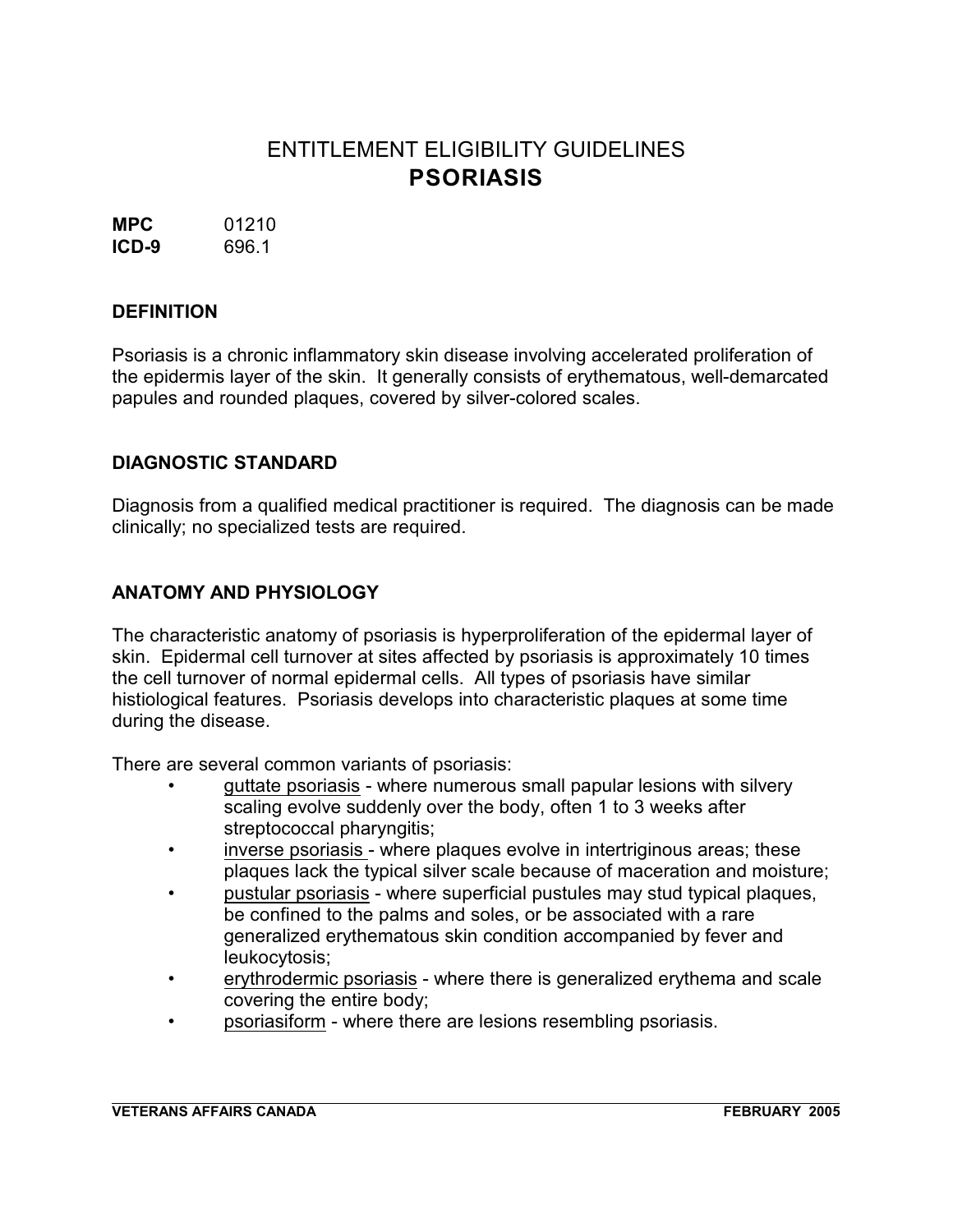# ENTITLEMENT ELIGIBILITY GUIDELINES
# PSORIASIS

**MPC** 01210
**ICD-9** 696.1

## DEFINITION

Psoriasis is a chronic inflammatory skin disease involving accelerated proliferation of the epidermis layer of the skin. It generally consists of erythematous, well-demarcated papules and rounded plaques, covered by silver-colored scales.

## DIAGNOSTIC STANDARD

Diagnosis from a qualified medical practitioner is required. The diagnosis can be made clinically; no specialized tests are required.

## ANATOMY AND PHYSIOLOGY

The characteristic anatomy of psoriasis is hyperproliferation of the epidermal layer of skin. Epidermal cell turnover at sites affected by psoriasis is approximately 10 times the cell turnover of normal epidermal cells. All types of psoriasis have similar histiological features. Psoriasis develops into characteristic plaques at some time during the disease.

There are several common variants of psoriasis:

- guttate psoriasis - where numerous small papular lesions with silvery scaling evolve suddenly over the body, often 1 to 3 weeks after streptococcal pharyngitis;
- inverse psoriasis - where plaques evolve in intertriginous areas; these plaques lack the typical silver scale because of maceration and moisture;
- pustular psoriasis - where superficial pustules may stud typical plaques, be confined to the palms and soles, or be associated with a rare generalized erythematous skin condition accompanied by fever and leukocytosis;
- erythrodermic psoriasis - where there is generalized erythema and scale covering the entire body;
- psoriasiform - where there are lesions resembling psoriasis.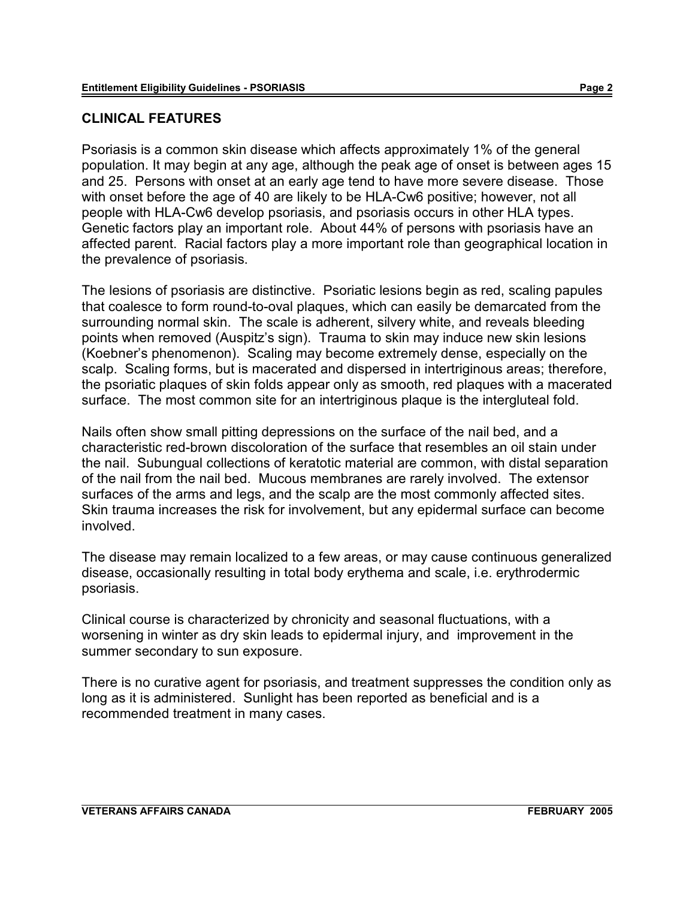## CLINICAL FEATURES

Psoriasis is a common skin disease which affects approximately 1% of the general population. It may begin at any age, although the peak age of onset is between ages 15 and 25. Persons with onset at an early age tend to have more severe disease. Those with onset before the age of 40 are likely to be HLA-Cw6 positive; however, not all people with HLA-Cw6 develop psoriasis, and psoriasis occurs in other HLA types. Genetic factors play an important role. About 44% of persons with psoriasis have an affected parent. Racial factors play a more important role than geographical location in the prevalence of psoriasis.

The lesions of psoriasis are distinctive. Psoriatic lesions begin as red, scaling papules that coalesce to form round-to-oval plaques, which can easily be demarcated from the surrounding normal skin. The scale is adherent, silvery white, and reveals bleeding points when removed (Auspitz's sign). Trauma to skin may induce new skin lesions (Koebner's phenomenon). Scaling may become extremely dense, especially on the scalp. Scaling forms, but is macerated and dispersed in intertriginous areas; therefore, the psoriatic plaques of skin folds appear only as smooth, red plaques with a macerated surface. The most common site for an intertriginous plaque is the intergluteal fold.

Nails often show small pitting depressions on the surface of the nail bed, and a characteristic red-brown discoloration of the surface that resembles an oil stain under the nail. Subungual collections of keratotic material are common, with distal separation of the nail from the nail bed. Mucous membranes are rarely involved. The extensor surfaces of the arms and legs, and the scalp are the most commonly affected sites. Skin trauma increases the risk for involvement, but any epidermal surface can become involved.

The disease may remain localized to a few areas, or may cause continuous generalized disease, occasionally resulting in total body erythema and scale, i.e. erythrodermic psoriasis.

Clinical course is characterized by chronicity and seasonal fluctuations, with a worsening in winter as dry skin leads to epidermal injury, and improvement in the summer secondary to sun exposure.

There is no curative agent for psoriasis, and treatment suppresses the condition only as long as it is administered. Sunlight has been reported as beneficial and is a recommended treatment in many cases.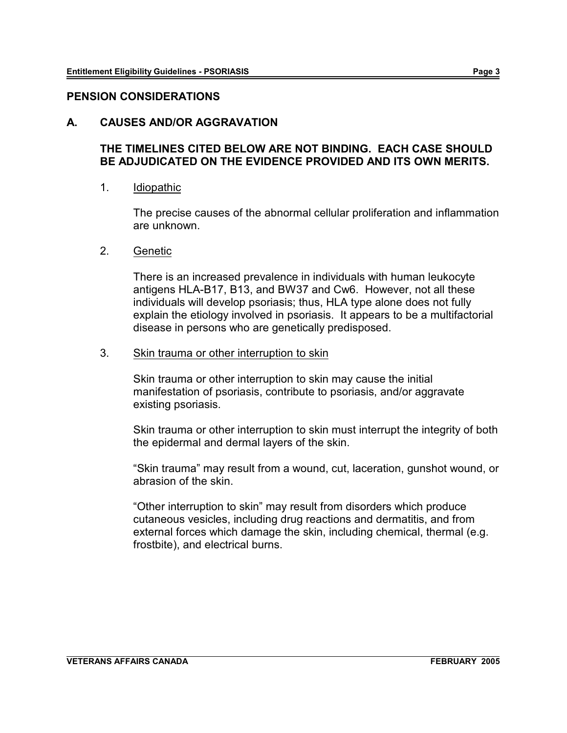## PENSION CONSIDERATIONS

### A. CAUSES AND/OR AGGRAVATION

**THE TIMELINES CITED BELOW ARE NOT BINDING. EACH CASE SHOULD BE ADJUDICATED ON THE EVIDENCE PROVIDED AND ITS OWN MERITS.**

1. Idiopathic

   The precise causes of the abnormal cellular proliferation and inflammation are unknown.

2. Genetic

   There is an increased prevalence in individuals with human leukocyte antigens HLA-B17, B13, and BW37 and Cw6. However, not all these individuals will develop psoriasis; thus, HLA type alone does not fully explain the etiology involved in psoriasis. It appears to be a multifactorial disease in persons who are genetically predisposed.

3. Skin trauma or other interruption to skin

   Skin trauma or other interruption to skin may cause the initial manifestation of psoriasis, contribute to psoriasis, and/or aggravate existing psoriasis.

   Skin trauma or other interruption to skin must interrupt the integrity of both the epidermal and dermal layers of the skin.

   "Skin trauma" may result from a wound, cut, laceration, gunshot wound, or abrasion of the skin.

   "Other interruption to skin" may result from disorders which produce cutaneous vesicles, including drug reactions and dermatitis, and from external forces which damage the skin, including chemical, thermal (e.g. frostbite), and electrical burns.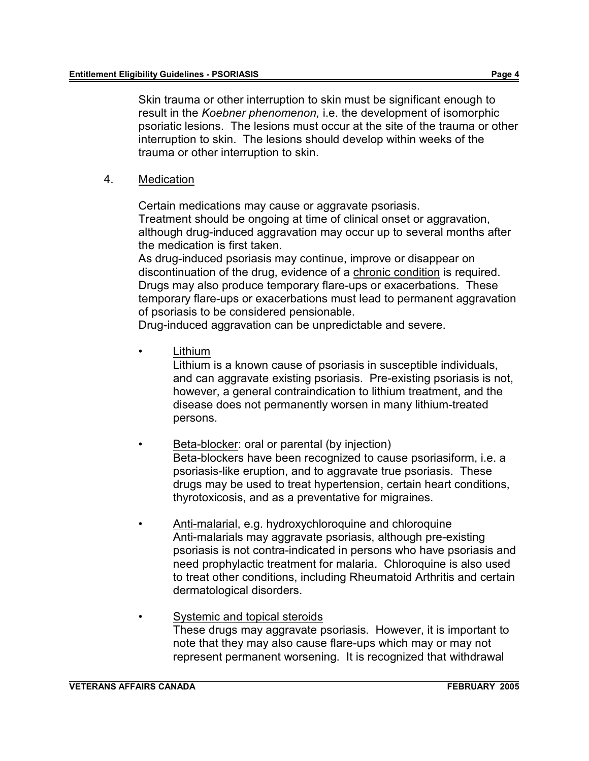Skin trauma or other interruption to skin must be significant enough to result in the *Koebner phenomenon,* i.e. the development of isomorphic psoriatic lesions. The lesions must occur at the site of the trauma or other interruption to skin. The lesions should develop within weeks of the trauma or other interruption to skin.

4. Medication

Certain medications may cause or aggravate psoriasis.
Treatment should be ongoing at time of clinical onset or aggravation, although drug-induced aggravation may occur up to several months after the medication is first taken.
As drug-induced psoriasis may continue, improve or disappear on discontinuation of the drug, evidence of a chronic condition is required. Drugs may also produce temporary flare-ups or exacerbations. These temporary flare-ups or exacerbations must lead to permanent aggravation of psoriasis to be considered pensionable.
Drug-induced aggravation can be unpredictable and severe.

- Lithium
  Lithium is a known cause of psoriasis in susceptible individuals, and can aggravate existing psoriasis. Pre-existing psoriasis is not, however, a general contraindication to lithium treatment, and the disease does not permanently worsen in many lithium-treated persons.

- Beta-blocker: oral or parental (by injection)
  Beta-blockers have been recognized to cause psoriasiform, i.e. a psoriasis-like eruption, and to aggravate true psoriasis. These drugs may be used to treat hypertension, certain heart conditions, thyrotoxicosis, and as a preventative for migraines.

- Anti-malarial, e.g. hydroxychloroquine and chloroquine
  Anti-malarials may aggravate psoriasis, although pre-existing psoriasis is not contra-indicated in persons who have psoriasis and need prophylactic treatment for malaria. Chloroquine is also used to treat other conditions, including Rheumatoid Arthritis and certain dermatological disorders.

- Systemic and topical steroids
  These drugs may aggravate psoriasis. However, it is important to note that they may also cause flare-ups which may or may not represent permanent worsening. It is recognized that withdrawal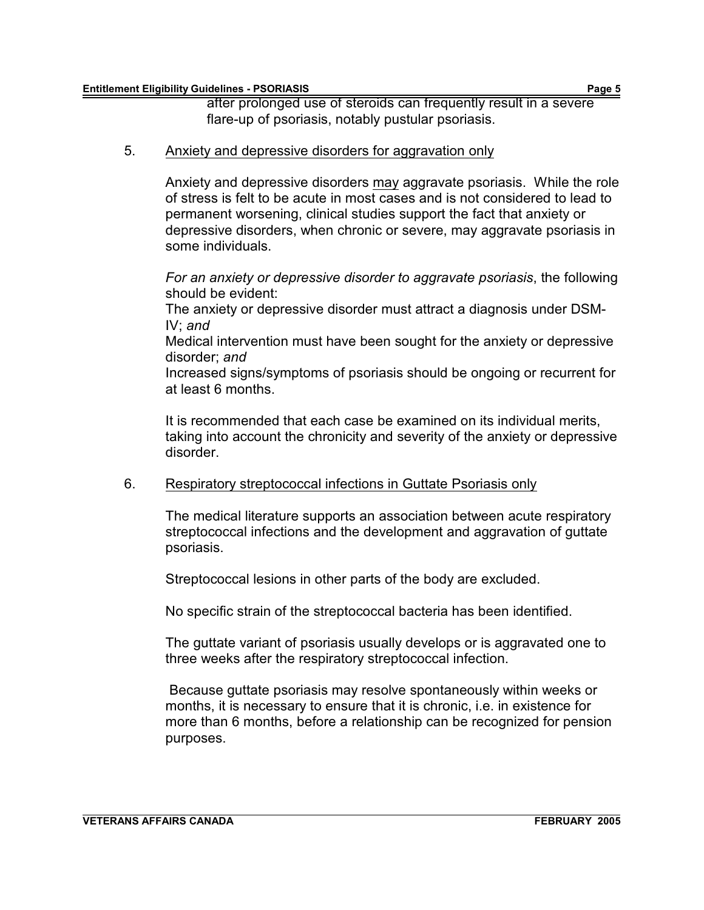after prolonged use of steroids can frequently result in a severe flare-up of psoriasis, notably pustular psoriasis.

5. <u>Anxiety and depressive disorders for aggravation only</u>

Anxiety and depressive disorders <u>may</u> aggravate psoriasis. While the role of stress is felt to be acute in most cases and is not considered to lead to permanent worsening, clinical studies support the fact that anxiety or depressive disorders, when chronic or severe, may aggravate psoriasis in some individuals.

*For an anxiety or depressive disorder to aggravate psoriasis*, the following should be evident:
The anxiety or depressive disorder must attract a diagnosis under DSM-IV; *and*
Medical intervention must have been sought for the anxiety or depressive disorder; *and*
Increased signs/symptoms of psoriasis should be ongoing or recurrent for at least 6 months.

It is recommended that each case be examined on its individual merits, taking into account the chronicity and severity of the anxiety or depressive disorder.

6. <u>Respiratory streptococcal infections in Guttate Psoriasis only</u>

The medical literature supports an association between acute respiratory streptococcal infections and the development and aggravation of guttate psoriasis.

Streptococcal lesions in other parts of the body are excluded.

No specific strain of the streptococcal bacteria has been identified.

The guttate variant of psoriasis usually develops or is aggravated one to three weeks after the respiratory streptococcal infection.

Because guttate psoriasis may resolve spontaneously within weeks or months, it is necessary to ensure that it is chronic, i.e. in existence for more than 6 months, before a relationship can be recognized for pension purposes.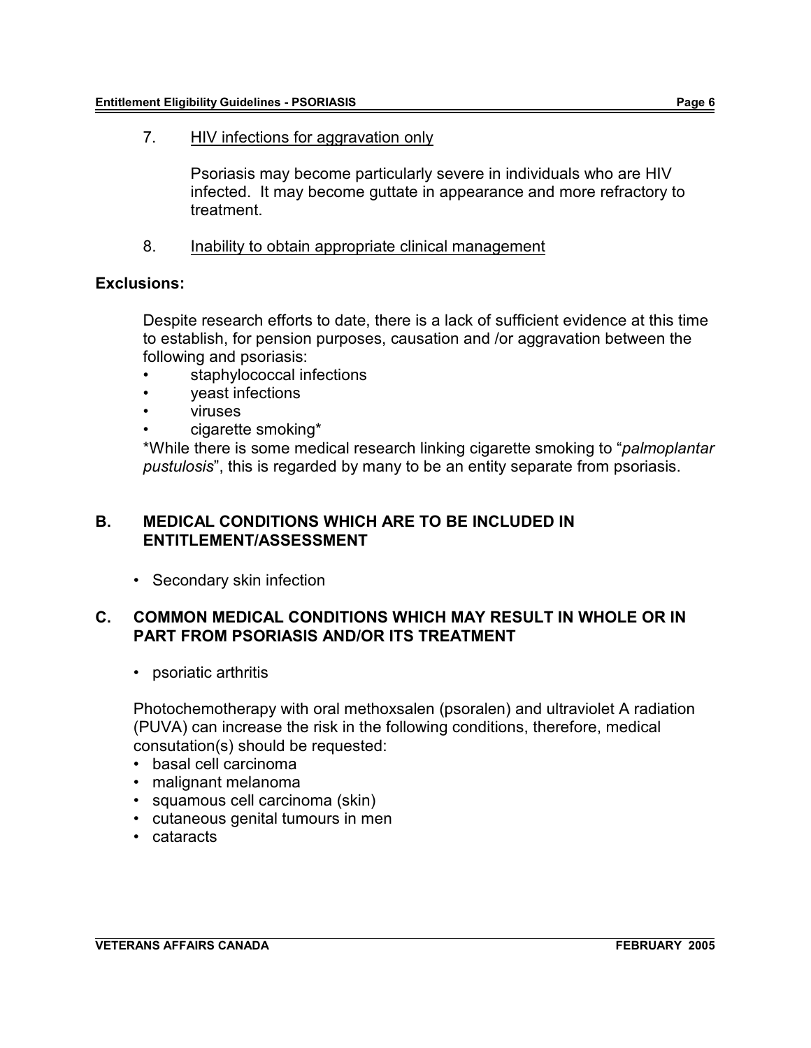7. <u>HIV infections for aggravation only</u>

   Psoriasis may become particularly severe in individuals who are HIV infected. It may become guttate in appearance and more refractory to treatment.

8. <u>Inability to obtain appropriate clinical management</u>

**Exclusions:**

Despite research efforts to date, there is a lack of sufficient evidence at this time to establish, for pension purposes, causation and /or aggravation between the following and psoriasis:

- staphylococcal infections
- yeast infections
- viruses
- cigarette smoking*

*While there is some medical research linking cigarette smoking to "*palmoplantar pustulosis*", this is regarded by many to be an entity separate from psoriasis.

## B. MEDICAL CONDITIONS WHICH ARE TO BE INCLUDED IN ENTITLEMENT/ASSESSMENT

- Secondary skin infection

## C. COMMON MEDICAL CONDITIONS WHICH MAY RESULT IN WHOLE OR IN PART FROM PSORIASIS AND/OR ITS TREATMENT

- psoriatic arthritis

Photochemotherapy with oral methoxsalen (psoralen) and ultraviolet A radiation (PUVA) can increase the risk in the following conditions, therefore, medical consutation(s) should be requested:

- basal cell carcinoma
- malignant melanoma
- squamous cell carcinoma (skin)
- cutaneous genital tumours in men
- cataracts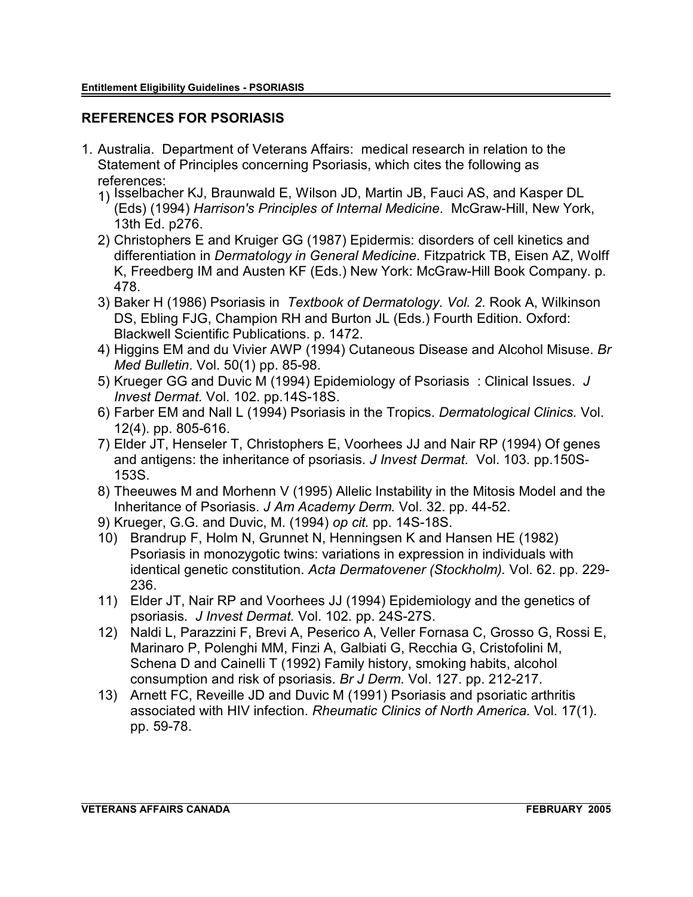## REFERENCES FOR PSORIASIS

1. Australia. Department of Veterans Affairs: medical research in relation to the Statement of Principles concerning Psoriasis, which cites the following as references:
   1) Isselbacher KJ, Braunwald E, Wilson JD, Martin JB, Fauci AS, and Kasper DL (Eds) (1994) *Harrison's Principles of Internal Medicine*. McGraw-Hill, New York, 13th Ed. p276.
   2) Christophers E and Kruiger GG (1987) Epidermis: disorders of cell kinetics and differentiation in *Dermatology in General Medicine*. Fitzpatrick TB, Eisen AZ, Wolff K, Freedberg IM and Austen KF (Eds.) New York: McGraw-Hill Book Company. p. 478.
   3) Baker H (1986) Psoriasis in *Textbook of Dermatology. Vol. 2.* Rook A, Wilkinson DS, Ebling FJG, Champion RH and Burton JL (Eds.) Fourth Edition. Oxford: Blackwell Scientific Publications. p. 1472.
   4) Higgins EM and du Vivier AWP (1994) Cutaneous Disease and Alcohol Misuse. *Br Med Bulletin*. Vol. 50(1) pp. 85-98.
   5) Krueger GG and Duvic M (1994) Epidemiology of Psoriasis : Clinical Issues. *J Invest Dermat.* Vol. 102. pp.14S-18S.
   6) Farber EM and Nall L (1994) Psoriasis in the Tropics. *Dermatological Clinics.* Vol. 12(4). pp. 805-616.
   7) Elder JT, Henseler T, Christophers E, Voorhees JJ and Nair RP (1994) Of genes and antigens: the inheritance of psoriasis. *J Invest Dermat.* Vol. 103. pp.150S-153S.
   8) Theeuwes M and Morhenn V (1995) Allelic Instability in the Mitosis Model and the Inheritance of Psoriasis. *J Am Academy Derm.* Vol. 32. pp. 44-52.
   9) Krueger, G.G. and Duvic, M. (1994) *op cit.* pp. 14S-18S.
   10) Brandrup F, Holm N, Grunnet N, Henningsen K and Hansen HE (1982) Psoriasis in monozygotic twins: variations in expression in individuals with identical genetic constitution. *Acta Dermatovener (Stockholm).* Vol. 62. pp. 229-236.
   11) Elder JT, Nair RP and Voorhees JJ (1994) Epidemiology and the genetics of psoriasis. *J Invest Dermat.* Vol. 102. pp. 24S-27S.
   12) Naldi L, Parazzini F, Brevi A, Peserico A, Veller Fornasa C, Grosso G, Rossi E, Marinaro P, Polenghi MM, Finzi A, Galbiati G, Recchia G, Cristofolini M, Schena D and Cainelli T (1992) Family history, smoking habits, alcohol consumption and risk of psoriasis. *Br J Derm*. Vol. 127. pp. 212-217.
   13) Arnett FC, Reveille JD and Duvic M (1991) Psoriasis and psoriatic arthritis associated with HIV infection. *Rheumatic Clinics of North America.* Vol. 17(1). pp. 59-78.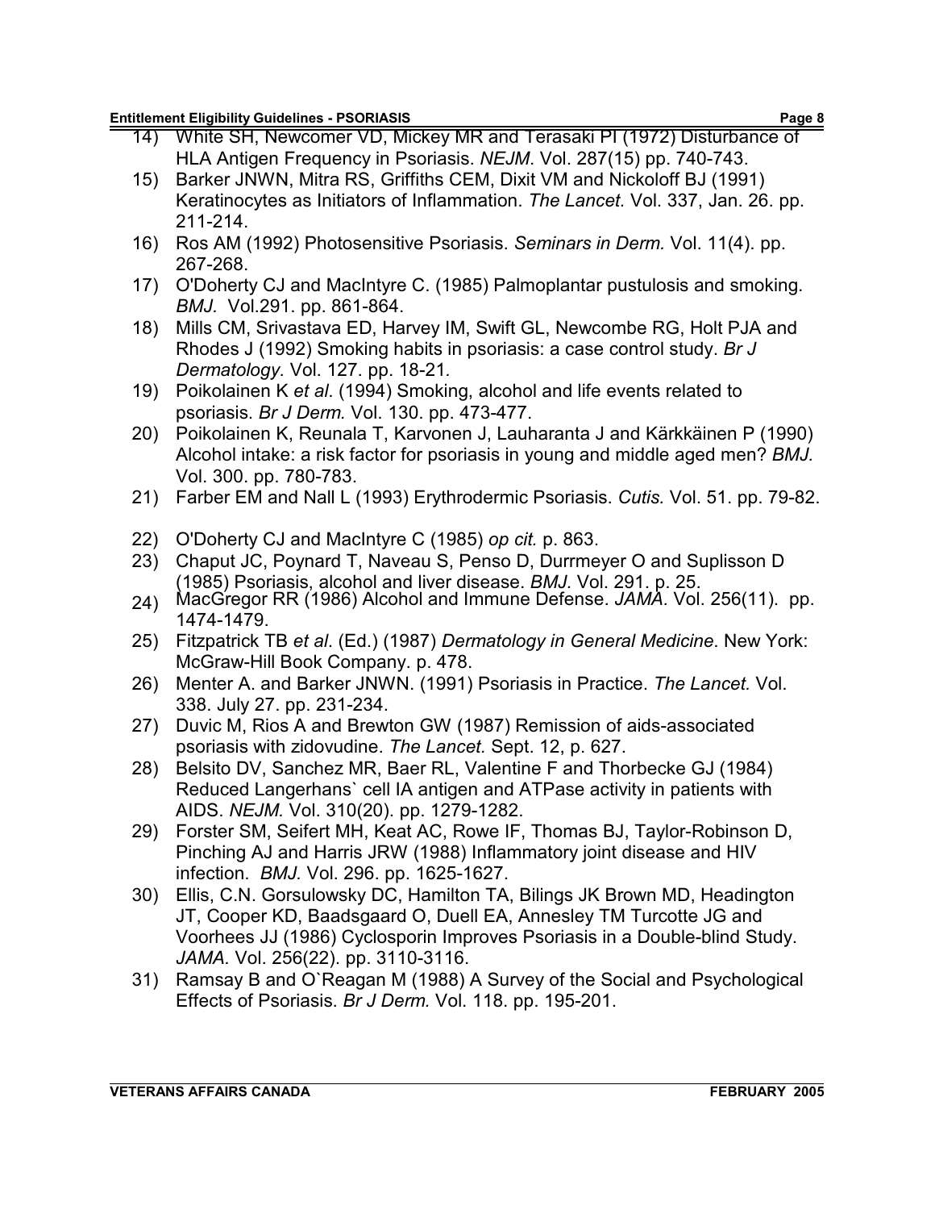14) White SH, Newcomer VD, Mickey MR and Terasaki PI (1972) Disturbance of HLA Antigen Frequency in Psoriasis. *NEJM*. Vol. 287(15) pp. 740-743.
15) Barker JNWN, Mitra RS, Griffiths CEM, Dixit VM and Nickoloff BJ (1991) Keratinocytes as Initiators of Inflammation. *The Lancet.* Vol. 337, Jan. 26. pp. 211-214.
16) Ros AM (1992) Photosensitive Psoriasis. *Seminars in Derm.* Vol. 11(4). pp. 267-268.
17) O'Doherty CJ and MacIntyre C. (1985) Palmoplantar pustulosis and smoking. *BMJ.* Vol.291. pp. 861-864.
18) Mills CM, Srivastava ED, Harvey IM, Swift GL, Newcombe RG, Holt PJA and Rhodes J (1992) Smoking habits in psoriasis: a case control study. *Br J Dermatology.* Vol. 127. pp. 18-21.
19) Poikolainen K *et al*. (1994) Smoking, alcohol and life events related to psoriasis. *Br J Derm.* Vol. 130. pp. 473-477.
20) Poikolainen K, Reunala T, Karvonen J, Lauharanta J and Kärkkäinen P (1990) Alcohol intake: a risk factor for psoriasis in young and middle aged men? *BMJ.* Vol. 300. pp. 780-783.
21) Farber EM and Nall L (1993) Erythrodermic Psoriasis. *Cutis.* Vol. 51. pp. 79-82.
22) O'Doherty CJ and MacIntyre C (1985) *op cit.* p. 863.
23) Chaput JC, Poynard T, Naveau S, Penso D, Durrmeyer O and Suplisson D (1985) Psoriasis, alcohol and liver disease. *BMJ.* Vol. 291. p. 25.
24) MacGregor RR (1986) Alcohol and Immune Defense. *JAMA.* Vol. 256(11). pp. 1474-1479.
25) Fitzpatrick TB *et al*. (Ed.) (1987) *Dermatology in General Medicine*. New York: McGraw-Hill Book Company. p. 478.
26) Menter A. and Barker JNWN. (1991) Psoriasis in Practice. *The Lancet.* Vol. 338. July 27. pp. 231-234.
27) Duvic M, Rios A and Brewton GW (1987) Remission of aids-associated psoriasis with zidovudine. *The Lancet.* Sept. 12, p. 627.
28) Belsito DV, Sanchez MR, Baer RL, Valentine F and Thorbecke GJ (1984) Reduced Langerhans` cell IA antigen and ATPase activity in patients with AIDS. *NEJM.* Vol. 310(20). pp. 1279-1282.
29) Forster SM, Seifert MH, Keat AC, Rowe IF, Thomas BJ, Taylor-Robinson D, Pinching AJ and Harris JRW (1988) Inflammatory joint disease and HIV infection. *BMJ.* Vol. 296. pp. 1625-1627.
30) Ellis, C.N. Gorsulowsky DC, Hamilton TA, Bilings JK Brown MD, Headington JT, Cooper KD, Baadsgaard O, Duell EA, Annesley TM Turcotte JG and Voorhees JJ (1986) Cyclosporin Improves Psoriasis in a Double-blind Study. *JAMA.* Vol. 256(22). pp. 3110-3116.
31) Ramsay B and O`Reagan M (1988) A Survey of the Social and Psychological Effects of Psoriasis. *Br J Derm.* Vol. 118. pp. 195-201.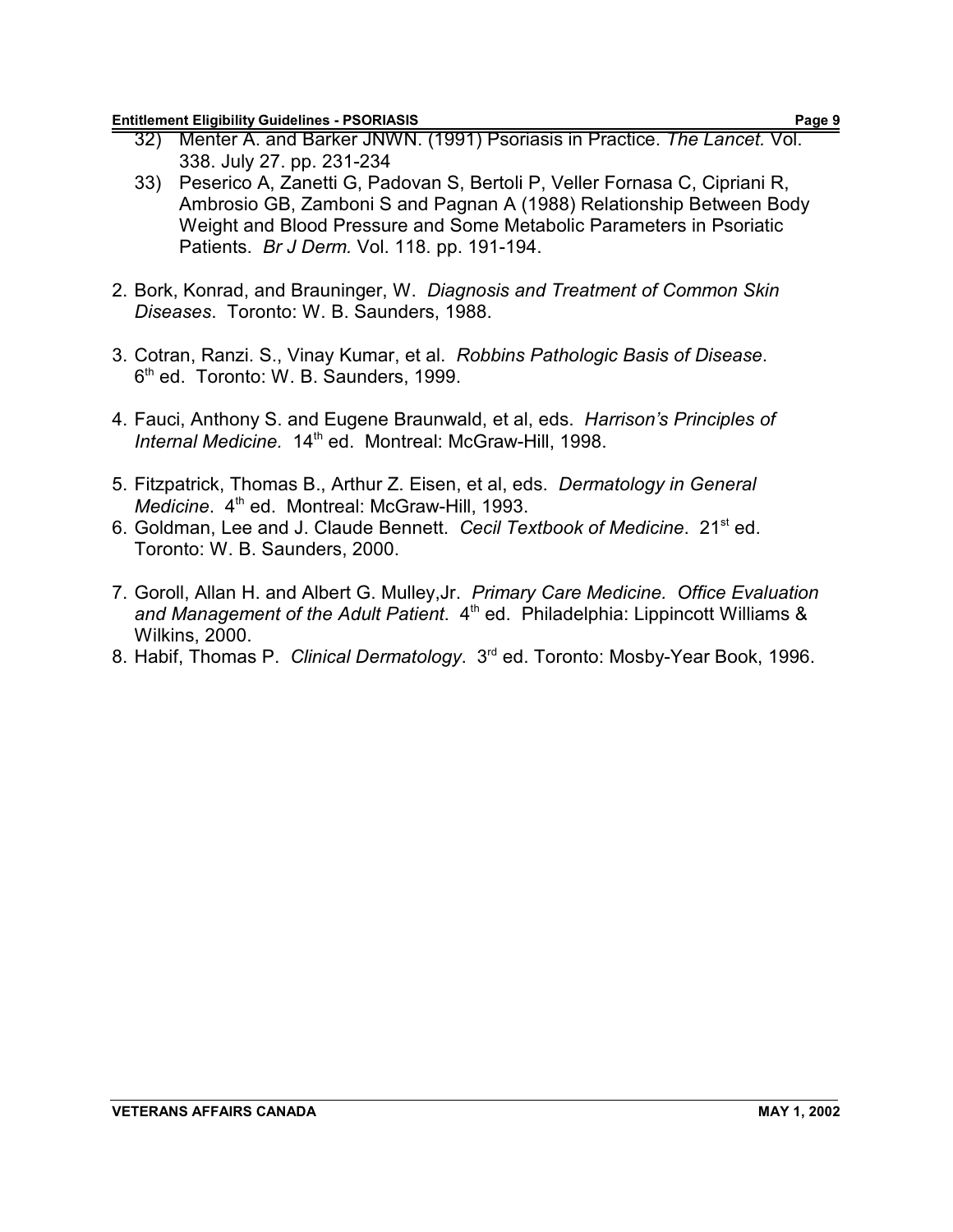32) Menter A. and Barker JNWN. (1991) Psoriasis in Practice. *The Lancet.* Vol. 338. July 27. pp. 231-234

33) Peserico A, Zanetti G, Padovan S, Bertoli P, Veller Fornasa C, Cipriani R, Ambrosio GB, Zamboni S and Pagnan A (1988) Relationship Between Body Weight and Blood Pressure and Some Metabolic Parameters in Psoriatic Patients. *Br J Derm.* Vol. 118. pp. 191-194.

2. Bork, Konrad, and Brauninger, W. *Diagnosis and Treatment of Common Skin Diseases*. Toronto: W. B. Saunders, 1988.

3. Cotran, Ranzi. S., Vinay Kumar, et al. *Robbins Pathologic Basis of Disease*. 6th ed. Toronto: W. B. Saunders, 1999.

4. Fauci, Anthony S. and Eugene Braunwald, et al, eds. *Harrison's Principles of Internal Medicine.* 14th ed. Montreal: McGraw-Hill, 1998.

5. Fitzpatrick, Thomas B., Arthur Z. Eisen, et al, eds. *Dermatology in General Medicine*. 4th ed. Montreal: McGraw-Hill, 1993.

6. Goldman, Lee and J. Claude Bennett. *Cecil Textbook of Medicine*. 21st ed. Toronto: W. B. Saunders, 2000.

7. Goroll, Allan H. and Albert G. Mulley,Jr. *Primary Care Medicine. Office Evaluation and Management of the Adult Patient*. 4th ed. Philadelphia: Lippincott Williams & Wilkins, 2000.

8. Habif, Thomas P. *Clinical Dermatology*. 3rd ed. Toronto: Mosby-Year Book, 1996.